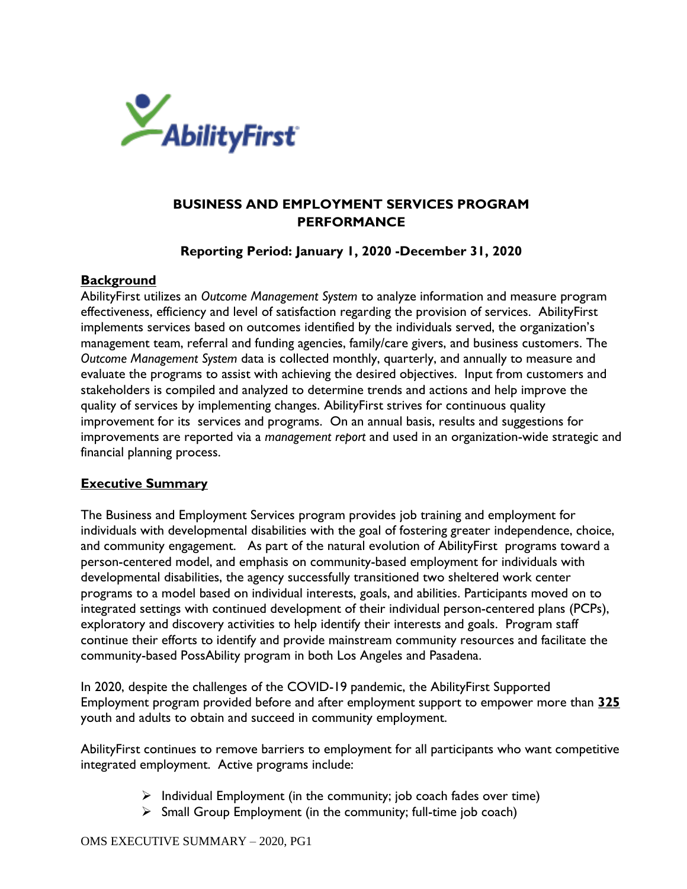AbilityFirst

# BUSINESS AND EMPLOYMENT SERVICES PROGRAM PERFORMANCE

### Reporting Period: January 1, 2020 -December 31, 2020

## Background

AbilityFirst utilizes an *Outcome Management System* to analyze information and measure program effectiveness, efficiency and level of satisfaction regarding the provision of services. AbilityFirst implements services based on outcomes identified by the individuals served, the organization's management team, referral and funding agencies, family/care givers, and business customers. The *Outcome Management System* data is collected monthly, quarterly, and annually to measure and evaluate the programs to assist with achieving the desired objectives. Input from customers and stakeholders is compiled and analyzed to determine trends and actions and help improve the quality of services by implementing changes. AbilityFirst strives for continuous quality improvement for its services and programs. On an annual basis, results and suggestions for improvements are reported via a *management report* and used in an organization-wide strategic and financial planning process.

## Executive Summary

The Business and Employment Services program provides job training and employment for individuals with developmental disabilities with the goal of fostering greater independence, choice, and community engagement. As part of the natural evolution of AbilityFirst programs toward a person-centered model, and emphasis on community-based employment for individuals with developmental disabilities, the agency successfully transitioned two sheltered work center programs to a model based on individual interests, goals, and abilities. Participants moved on to integrated settings with continued development of their individual person-centered plans (PCPs), exploratory and discovery activities to help identify their interests and goals. Program staff continue their efforts to identify and provide mainstream community resources and facilitate the community-based PossAbility program in both Los Angeles and Pasadena.

In 2020, despite the challenges of the COVID-19 pandemic, the AbilityFirst Supported Employment program provided before and after employment support to empower more than **325** youth and adults to obtain and succeed in community employment.

AbilityFirst continues to remove barriers to employment for all participants who want competitive integrated employment. Active programs include:

- Individual Employment (in the community; job coach fades over time)
- Small Group Employment (in the community; full-time job coach)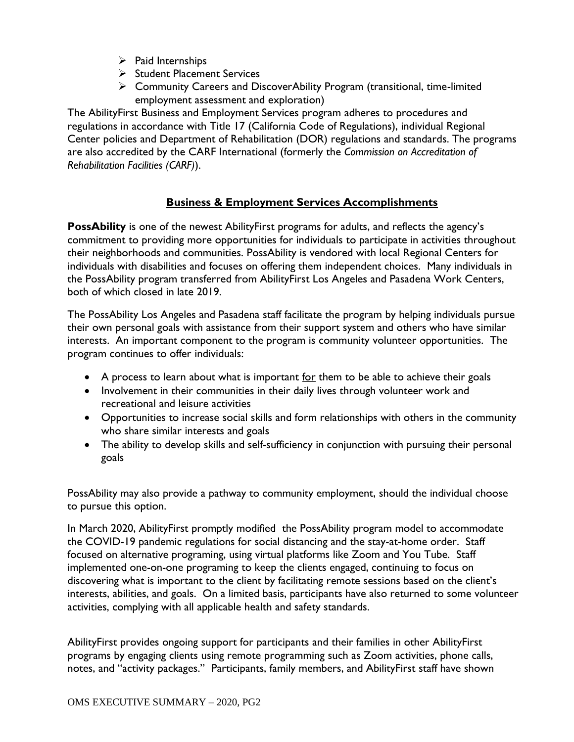- Paid Internships
- Student Placement Services
- Community Careers and DiscoverAbility Program (transitional, time-limited employment assessment and exploration)

The AbilityFirst Business and Employment Services program adheres to procedures and regulations in accordance with Title 17 (California Code of Regulations), individual Regional Center policies and Department of Rehabilitation (DOR) regulations and standards. The programs are also accredited by the CARF International (formerly the *Commission on Accreditation of Rehabilitation Facilities (CARF)*).

## Business & Employment Services Accomplishments

**PossAbility** is one of the newest AbilityFirst programs for adults, and reflects the agency's commitment to providing more opportunities for individuals to participate in activities throughout their neighborhoods and communities. PossAbility is vendored with local Regional Centers for individuals with disabilities and focuses on offering them independent choices. Many individuals in the PossAbility program transferred from AbilityFirst Los Angeles and Pasadena Work Centers, both of which closed in late 2019.

The PossAbility Los Angeles and Pasadena staff facilitate the program by helping individuals pursue their own personal goals with assistance from their support system and others who have similar interests. An important component to the program is community volunteer opportunities. The program continues to offer individuals:

- A process to learn about what is important <u>for</u> them to be able to achieve their goals
- Involvement in their communities in their daily lives through volunteer work and recreational and leisure activities
- Opportunities to increase social skills and form relationships with others in the community who share similar interests and goals
- The ability to develop skills and self-sufficiency in conjunction with pursuing their personal goals

PossAbility may also provide a pathway to community employment, should the individual choose to pursue this option.

In March 2020, AbilityFirst promptly modified the PossAbility program model to accommodate the COVID-19 pandemic regulations for social distancing and the stay-at-home order. Staff focused on alternative programing, using virtual platforms like Zoom and You Tube. Staff implemented one-on-one programing to keep the clients engaged, continuing to focus on discovering what is important to the client by facilitating remote sessions based on the client's interests, abilities, and goals. On a limited basis, participants have also returned to some volunteer activities, complying with all applicable health and safety standards.

AbilityFirst provides ongoing support for participants and their families in other AbilityFirst programs by engaging clients using remote programming such as Zoom activities, phone calls, notes, and "activity packages." Participants, family members, and AbilityFirst staff have shown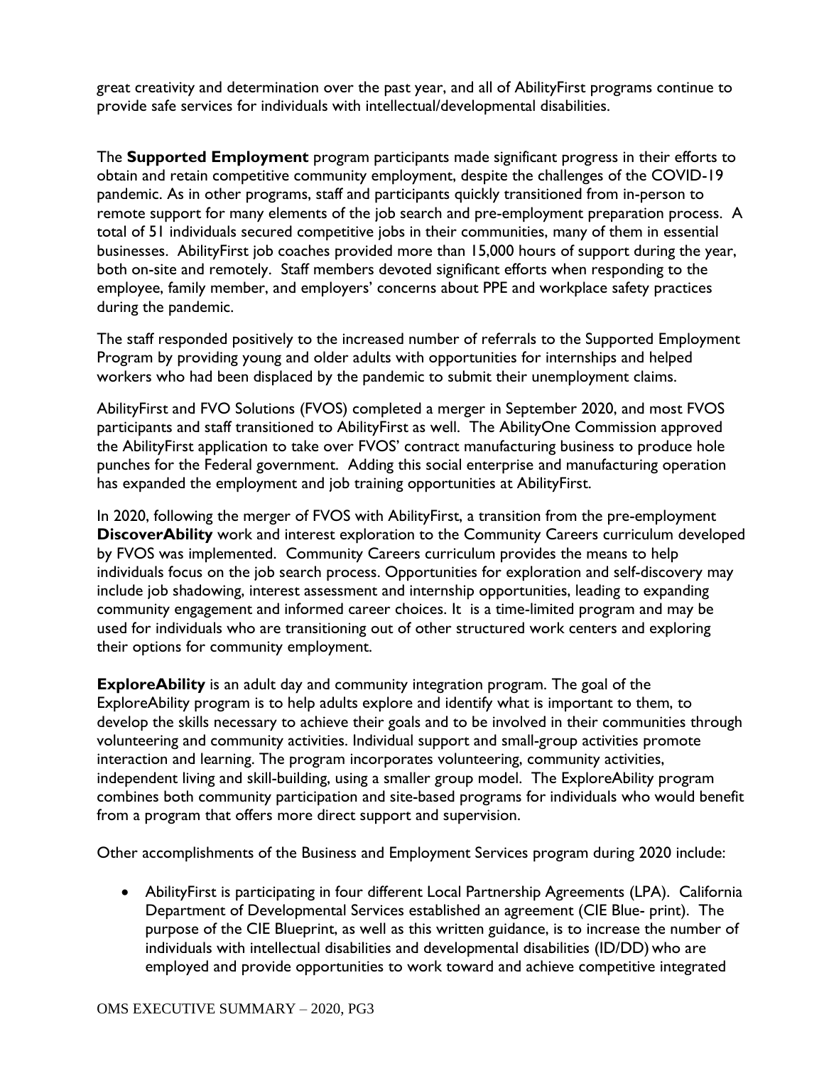great creativity and determination over the past year, and all of AbilityFirst programs continue to provide safe services for individuals with intellectual/developmental disabilities.

The **Supported Employment** program participants made significant progress in their efforts to obtain and retain competitive community employment, despite the challenges of the COVID-19 pandemic. As in other programs, staff and participants quickly transitioned from in-person to remote support for many elements of the job search and pre-employment preparation process. A total of 51 individuals secured competitive jobs in their communities, many of them in essential businesses. AbilityFirst job coaches provided more than 15,000 hours of support during the year, both on-site and remotely. Staff members devoted significant efforts when responding to the employee, family member, and employers' concerns about PPE and workplace safety practices during the pandemic.

The staff responded positively to the increased number of referrals to the Supported Employment Program by providing young and older adults with opportunities for internships and helped workers who had been displaced by the pandemic to submit their unemployment claims.

AbilityFirst and FVO Solutions (FVOS) completed a merger in September 2020, and most FVOS participants and staff transitioned to AbilityFirst as well. The AbilityOne Commission approved the AbilityFirst application to take over FVOS' contract manufacturing business to produce hole punches for the Federal government. Adding this social enterprise and manufacturing operation has expanded the employment and job training opportunities at AbilityFirst.

In 2020, following the merger of FVOS with AbilityFirst, a transition from the pre-employment **DiscoverAbility** work and interest exploration to the Community Careers curriculum developed by FVOS was implemented. Community Careers curriculum provides the means to help individuals focus on the job search process. Opportunities for exploration and self-discovery may include job shadowing, interest assessment and internship opportunities, leading to expanding community engagement and informed career choices. It is a time-limited program and may be used for individuals who are transitioning out of other structured work centers and exploring their options for community employment.

**ExploreAbility** is an adult day and community integration program. The goal of the ExploreAbility program is to help adults explore and identify what is important to them, to develop the skills necessary to achieve their goals and to be involved in their communities through volunteering and community activities. Individual support and small-group activities promote interaction and learning. The program incorporates volunteering, community activities, independent living and skill-building, using a smaller group model. The ExploreAbility program combines both community participation and site-based programs for individuals who would benefit from a program that offers more direct support and supervision.

Other accomplishments of the Business and Employment Services program during 2020 include:

- AbilityFirst is participating in four different Local Partnership Agreements (LPA). California Department of Developmental Services established an agreement (CIE Blue- print). The purpose of the CIE Blueprint, as well as this written guidance, is to increase the number of individuals with intellectual disabilities and developmental disabilities (ID/DD) who are employed and provide opportunities to work toward and achieve competitive integrated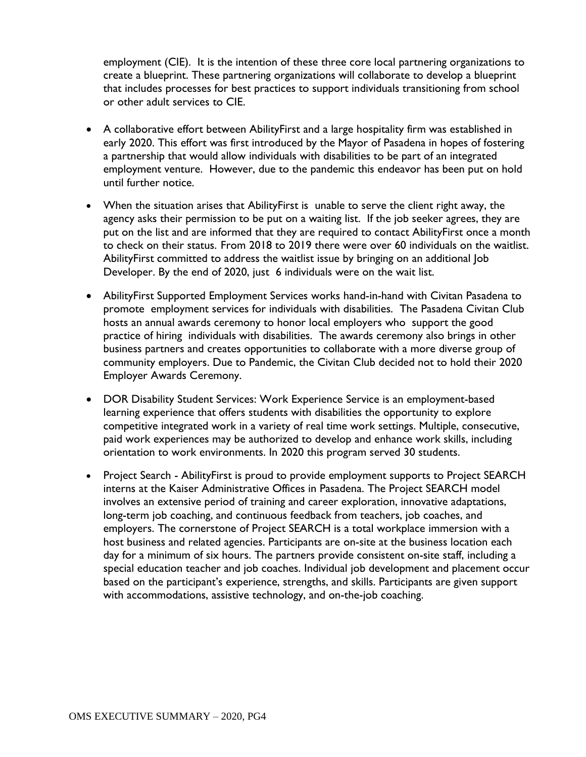employment (CIE). It is the intention of these three core local partnering organizations to create a blueprint. These partnering organizations will collaborate to develop a blueprint that includes processes for best practices to support individuals transitioning from school or other adult services to CIE.

- A collaborative effort between AbilityFirst and a large hospitality firm was established in early 2020. This effort was first introduced by the Mayor of Pasadena in hopes of fostering a partnership that would allow individuals with disabilities to be part of an integrated employment venture. However, due to the pandemic this endeavor has been put on hold until further notice.

- When the situation arises that AbilityFirst is unable to serve the client right away, the agency asks their permission to be put on a waiting list. If the job seeker agrees, they are put on the list and are informed that they are required to contact AbilityFirst once a month to check on their status. From 2018 to 2019 there were over 60 individuals on the waitlist. AbilityFirst committed to address the waitlist issue by bringing on an additional Job Developer. By the end of 2020, just 6 individuals were on the wait list.

- AbilityFirst Supported Employment Services works hand-in-hand with Civitan Pasadena to promote employment services for individuals with disabilities. The Pasadena Civitan Club hosts an annual awards ceremony to honor local employers who support the good practice of hiring individuals with disabilities. The awards ceremony also brings in other business partners and creates opportunities to collaborate with a more diverse group of community employers. Due to Pandemic, the Civitan Club decided not to hold their 2020 Employer Awards Ceremony.

- DOR Disability Student Services: Work Experience Service is an employment-based learning experience that offers students with disabilities the opportunity to explore competitive integrated work in a variety of real time work settings. Multiple, consecutive, paid work experiences may be authorized to develop and enhance work skills, including orientation to work environments. In 2020 this program served 30 students.

- Project Search - AbilityFirst is proud to provide employment supports to Project SEARCH interns at the Kaiser Administrative Offices in Pasadena. The Project SEARCH model involves an extensive period of training and career exploration, innovative adaptations, long-term job coaching, and continuous feedback from teachers, job coaches, and employers. The cornerstone of Project SEARCH is a total workplace immersion with a host business and related agencies. Participants are on-site at the business location each day for a minimum of six hours. The partners provide consistent on-site staff, including a special education teacher and job coaches. Individual job development and placement occur based on the participant's experience, strengths, and skills. Participants are given support with accommodations, assistive technology, and on-the-job coaching.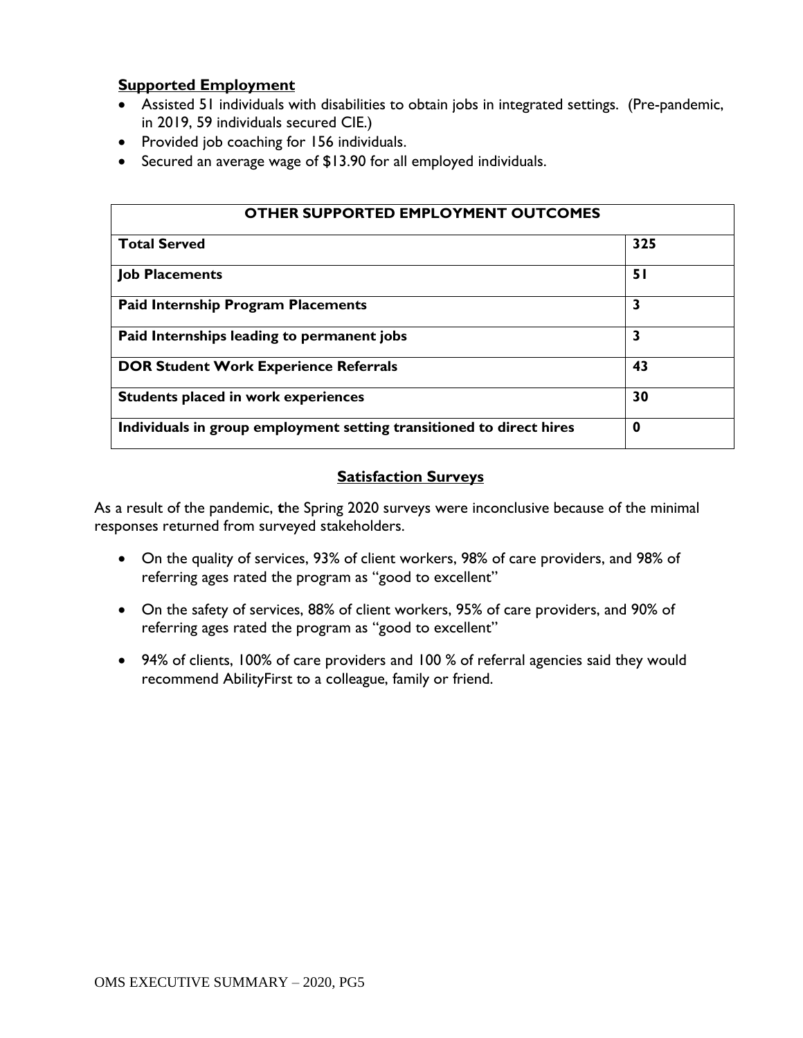**Supported Employment**

- Assisted 51 individuals with disabilities to obtain jobs in integrated settings. (Pre-pandemic, in 2019, 59 individuals secured CIE.)
- Provided job coaching for 156 individuals.
- Secured an average wage of $13.90 for all employed individuals.

| OTHER SUPPORTED EMPLOYMENT OUTCOMES | |
|---|---|
| **Total Served** | **325** |
| **Job Placements** | **51** |
| **Paid Internship Program Placements** | **3** |
| **Paid Internships leading to permanent jobs** | **3** |
| **DOR Student Work Experience Referrals** | **43** |
| **Students placed in work experiences** | **30** |
| **Individuals in group employment setting transitioned to direct hires** | **0** |

**Satisfaction Surveys**

As a result of the pandemic, **t**he Spring 2020 surveys were inconclusive because of the minimal responses returned from surveyed stakeholders.

- On the quality of services, 93% of client workers, 98% of care providers, and 98% of referring ages rated the program as "good to excellent"
- On the safety of services, 88% of client workers, 95% of care providers, and 90% of referring ages rated the program as "good to excellent"
- 94% of clients, 100% of care providers and 100 % of referral agencies said they would recommend AbilityFirst to a colleague, family or friend.